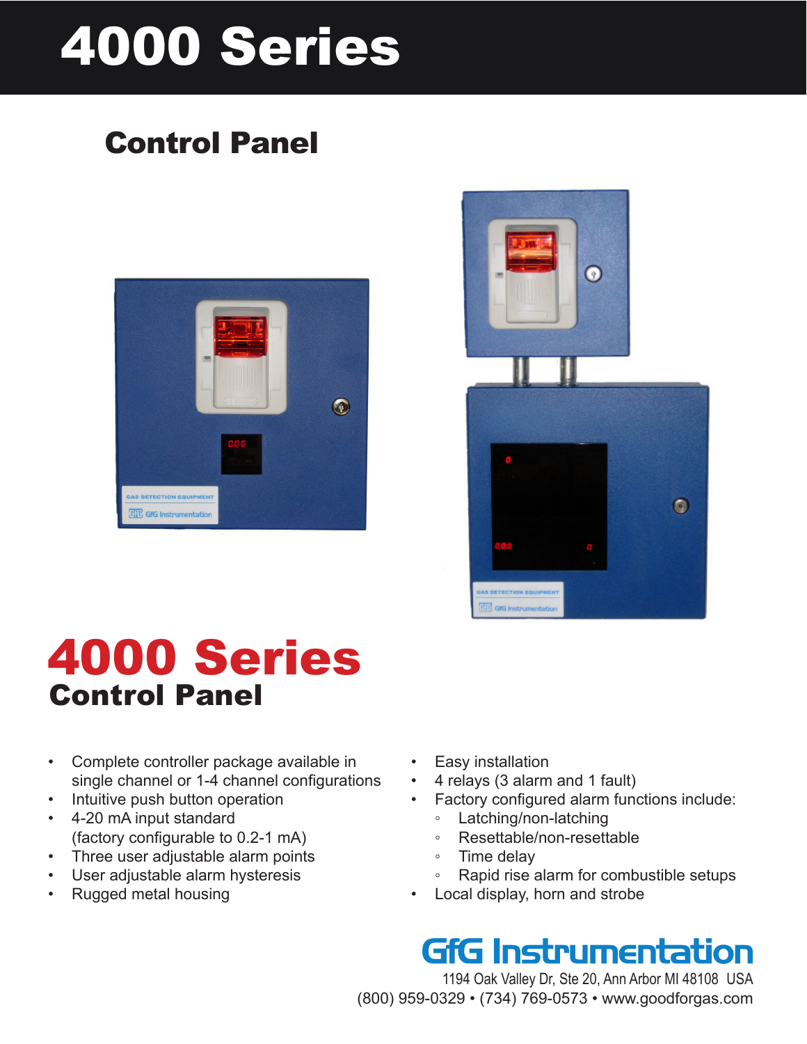# 4000 Series

## Control Panel

# 4000 Series

## Control Panel

- Complete controller package available in single channel or 1-4 channel configurations
- Intuitive push button operation
- 4-20 mA input standard (factory configurable to 0.2-1 mA)
- Three user adjustable alarm points
- User adjustable alarm hysteresis
- Rugged metal housing
- Easy installation
- 4 relays (3 alarm and 1 fault)
- Factory configured alarm functions include:
  - Latching/non-latching
  - Resettable/non-resettable
  - Time delay
  - Rapid rise alarm for combustible setups
- Local display, horn and strobe

**GfG Instrumentation**

1194 Oak Valley Dr, Ste 20, Ann Arbor MI 48108 USA

(800) 959-0329 • (734) 769-0573 • www.goodforgas.com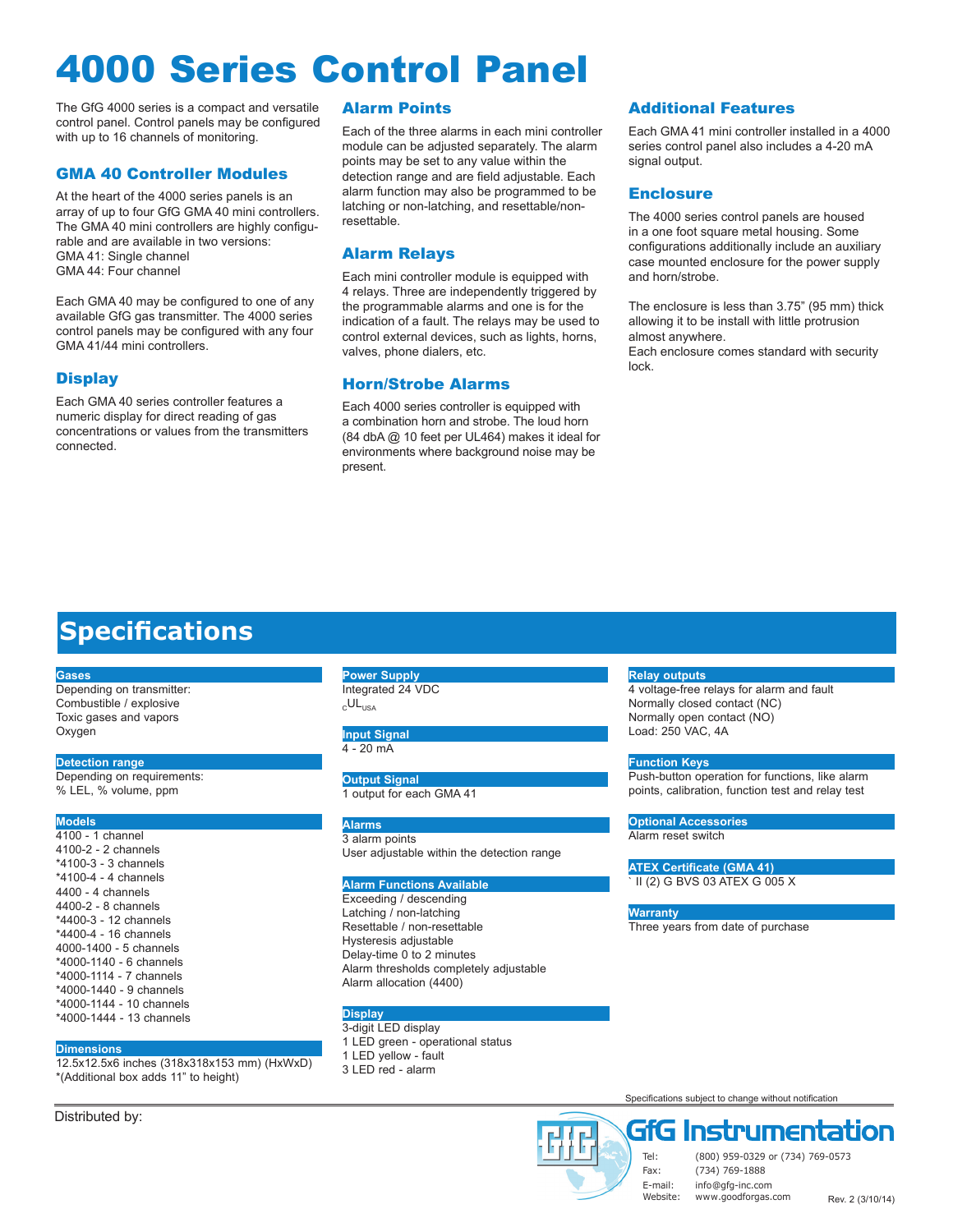# 4000 Series Control Panel

The GfG 4000 series is a compact and versatile control panel. Control panels may be configured with up to 16 channels of monitoring.

## GMA 40 Controller Modules

At the heart of the 4000 series panels is an array of up to four GfG GMA 40 mini controllers. The GMA 40 mini controllers are highly configurable and are available in two versions:
GMA 41: Single channel
GMA 44: Four channel

Each GMA 40 may be configured to one of any available GfG gas transmitter. The 4000 series control panels may be configured with any four GMA 41/44 mini controllers.

## Display

Each GMA 40 series controller features a numeric display for direct reading of gas concentrations or values from the transmitters connected.

## Alarm Points

Each of the three alarms in each mini controller module can be adjusted separately. The alarm points may be set to any value within the detection range and are field adjustable. Each alarm function may also be programmed to be latching or non-latching, and resettable/non-resettable.

## Alarm Relays

Each mini controller module is equipped with 4 relays. Three are independently triggered by the programmable alarms and one is for the indication of a fault. The relays may be used to control external devices, such as lights, horns, valves, phone dialers, etc.

## Horn/Strobe Alarms

Each 4000 series controller is equipped with a combination horn and strobe. The loud horn (84 dbA @ 10 feet per UL464) makes it ideal for environments where background noise may be present.

## Additional Features

Each GMA 41 mini controller installed in a 4000 series control panel also includes a 4-20 mA signal output.

## Enclosure

The 4000 series control panels are housed in a one foot square metal housing. Some configurations additionally include an auxiliary case mounted enclosure for the power supply and horn/strobe.

The enclosure is less than 3.75" (95 mm) thick allowing it to be install with little protrusion almost anywhere.
Each enclosure comes standard with security lock.

# Specifications

**Gases**
Depending on transmitter:
Combustible / explosive
Toxic gases and vapors
Oxygen

**Detection range**
Depending on requirements:
% LEL, % volume, ppm

**Models**
4100 - 1 channel
4100-2 - 2 channels
*4100-3 - 3 channels
*4100-4 - 4 channels
4400 - 4 channels
4400-2 - 8 channels
*4400-3 - 12 channels
*4400-4 - 16 channels
4000-1400 - 5 channels
*4000-1140 - 6 channels
*4000-1114 - 7 channels
*4000-1440 - 9 channels
*4000-1144 - 10 channels
*4000-1444 - 13 channels

**Dimensions**
12.5x12.5x6 inches (318x318x153 mm) (HxWxD)
*(Additional box adds 11" to height)

**Power Supply**
Integrated 24 VDC
$_{C}UL_{USA}$

**Input Signal**
4 - 20 mA

**Output Signal**
1 output for each GMA 41

**Alarms**
3 alarm points
User adjustable within the detection range

**Alarm Functions Available**
Exceeding / descending
Latching / non-latching
Resettable / non-resettable
Hysteresis adjustable
Delay-time 0 to 2 minutes
Alarm thresholds completely adjustable
Alarm allocation (4400)

**Display**
3-digit LED display
1 LED green - operational status
1 LED yellow - fault
3 LED red - alarm

**Relay outputs**
4 voltage-free relays for alarm and fault
Normally closed contact (NC)
Normally open contact (NO)
Load: 250 VAC, 4A

**Function Keys**
Push-button operation for functions, like alarm points, calibration, function test and relay test

**Optional Accessories**
Alarm reset switch

**ATEX Certificate (GMA 41)**
` II (2) G BVS 03 ATEX G 005 X

**Warranty**
Three years from date of purchase

Specifications subject to change without notification

Distributed by:

GfG Instrumentation
Tel: (800) 959-0329 or (734) 769-0573
Fax: (734) 769-1888
E-mail: info@gfg-inc.com
Website: www.goodforgas.com

Rev. 2 (3/10/14)